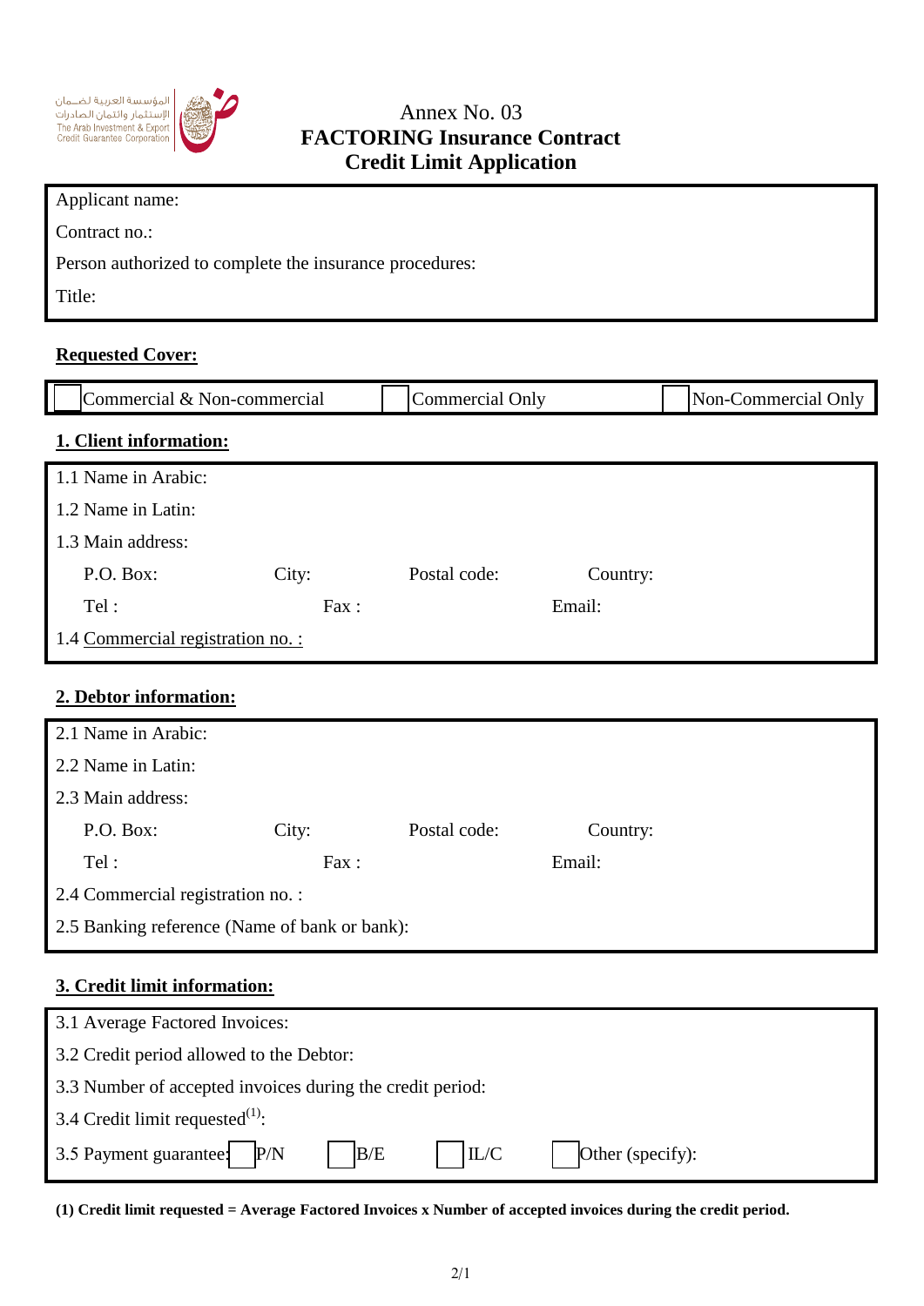المؤسسة العربية لضمان الإستثمار وائتمان الصادرات
The Arab Investment & Export Credit Guarantee Corporation

# Annex No. 03
# FACTORING Insurance Contract
# Credit Limit Application

Applicant name:

Contract no.:

Person authorized to complete the insurance procedures:

Title:

**Requested Cover:**

| ☐ Commercial & Non-commercial | ☐ Commercial Only | ☐ Non-Commercial Only |
|---|---|---|

## 1. Client information:

1.1 Name in Arabic:

1.2 Name in Latin:

1.3 Main address:

P.O. Box: City: Postal code: Country:

Tel : Fax : Email:

1.4 Commercial registration no. :

## 2. Debtor information:

2.1 Name in Arabic:

2.2 Name in Latin:

2.3 Main address:

P.O. Box: City: Postal code: Country:

Tel : Fax : Email:

2.4 Commercial registration no. :

2.5 Banking reference (Name of bank or bank):

## 3. Credit limit information:

3.1 Average Factored Invoices:

3.2 Credit period allowed to the Debtor:

3.3 Number of accepted invoices during the credit period:

3.4 Credit limit requested[1]:

3.5 Payment guarantee: ☐ P/N ☐ B/E ☐ IL/C ☐ Other (specify):

**(1) Credit limit requested = Average Factored Invoices x Number of accepted invoices during the credit period.**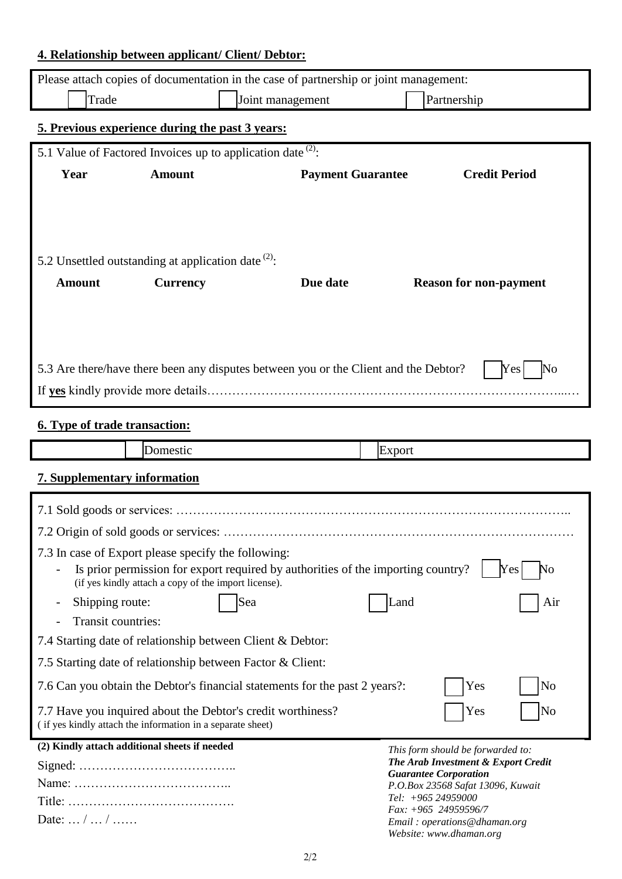## 4. Relationship between applicant/ Client/ Debtor:

Please attach copies of documentation in the case of partnership or joint management:

☐ Trade ☐ Joint management ☐ Partnership

## 5. Previous experience during the past 3 years:

5.1 Value of Factored Invoices up to application date [(2)]:

| Year | Amount | Payment Guarantee | Credit Period |
|---|---|---|---|
| | | | |

5.2 Unsettled outstanding at application date [(2)]:

| Amount | Currency | Due date | Reason for non-payment |
|---|---|---|---|
| | | | |

5.3 Are there/have there been any disputes between you or the Client and the Debtor? ☐ Yes ☐ No

If **yes** kindly provide more details……………………………………………………………………………...…

## 6. Type of trade transaction:

☐ Domestic ☐ Export

## 7. Supplementary information

7.1 Sold goods or services: ………………………………………………………………………………..

7.2 Origin of sold goods or services: …………………………………………………………………………

7.3 In case of Export please specify the following:

- Is prior permission for export required by authorities of the importing country? ☐ Yes ☐ No
  (if yes kindly attach a copy of the import license).
- Shipping route: ☐ Sea ☐ Land ☐ Air
- Transit countries:

7.4 Starting date of relationship between Client & Debtor:

7.5 Starting date of relationship between Factor & Client:

7.6 Can you obtain the Debtor's financial statements for the past 2 years?: ☐ Yes ☐ No

7.7 Have you inquired about the Debtor's credit worthiness? ☐ Yes ☐ No
( if yes kindly attach the information in a separate sheet)

**(2) Kindly attach additional sheets if needed**

Signed: ………………………………..

Name: ………………………………..

Title: ………………………………….

Date: … / … / ……

*This form should be forwarded to:*
***The Arab Investment & Export Credit Guarantee Corporation***
*P.O.Box 23568 Safat 13096, Kuwait*
*Tel: +965 24959000*
*Fax: +965 24959596/7*
*Email : operations@dhaman.org*
*Website: www.dhaman.org*